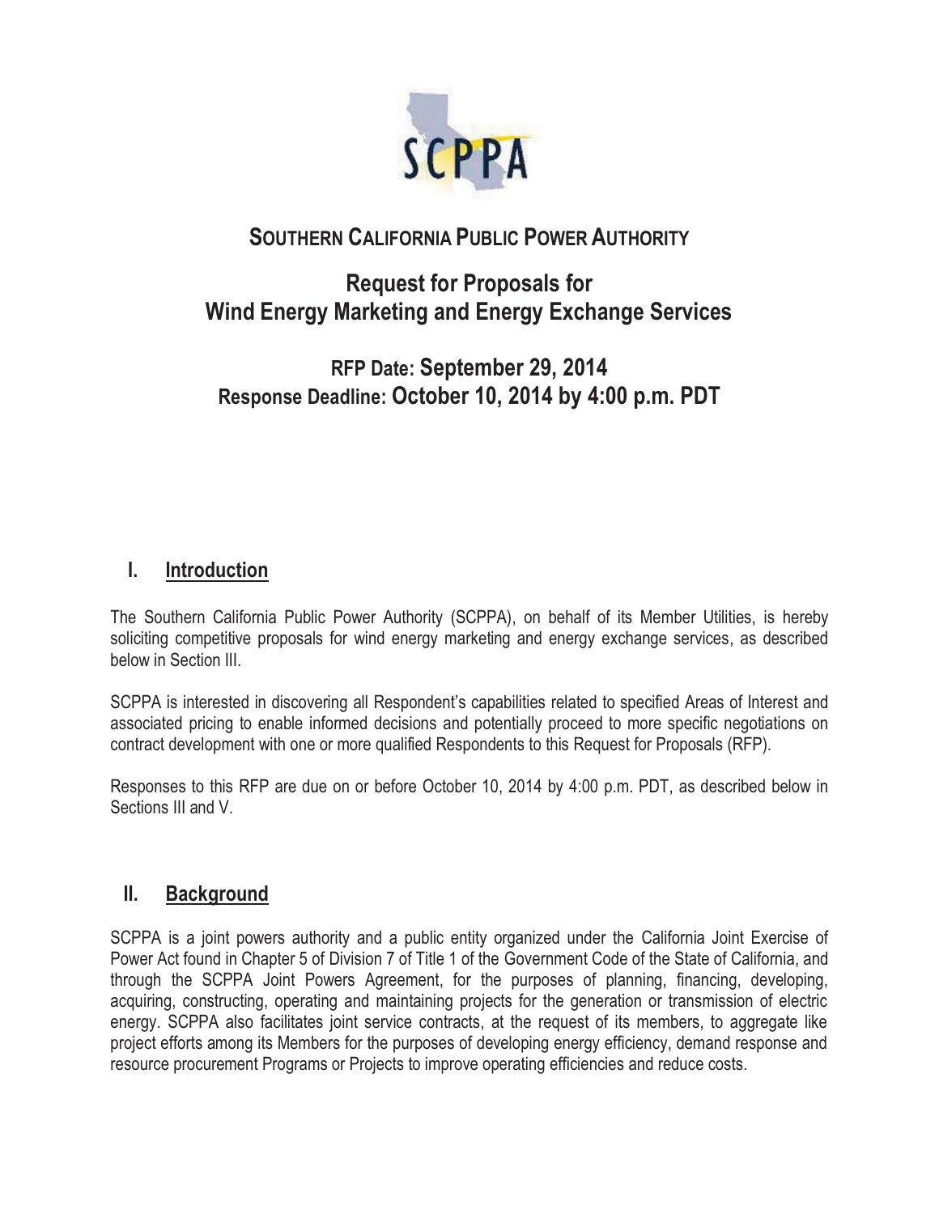# SOUTHERN CALIFORNIA PUBLIC POWER AUTHORITY

## Request for Proposals for Wind Energy Marketing and Energy Exchange Services

**RFP Date: September 29, 2014**
**Response Deadline: October 10, 2014 by 4:00 p.m. PDT**

## I. Introduction

The Southern California Public Power Authority (SCPPA), on behalf of its Member Utilities, is hereby soliciting competitive proposals for wind energy marketing and energy exchange services, as described below in Section III.

SCPPA is interested in discovering all Respondent's capabilities related to specified Areas of Interest and associated pricing to enable informed decisions and potentially proceed to more specific negotiations on contract development with one or more qualified Respondents to this Request for Proposals (RFP).

Responses to this RFP are due on or before October 10, 2014 by 4:00 p.m. PDT, as described below in Sections III and V.

## II. Background

SCPPA is a joint powers authority and a public entity organized under the California Joint Exercise of Power Act found in Chapter 5 of Division 7 of Title 1 of the Government Code of the State of California, and through the SCPPA Joint Powers Agreement, for the purposes of planning, financing, developing, acquiring, constructing, operating and maintaining projects for the generation or transmission of electric energy. SCPPA also facilitates joint service contracts, at the request of its members, to aggregate like project efforts among its Members for the purposes of developing energy efficiency, demand response and resource procurement Programs or Projects to improve operating efficiencies and reduce costs.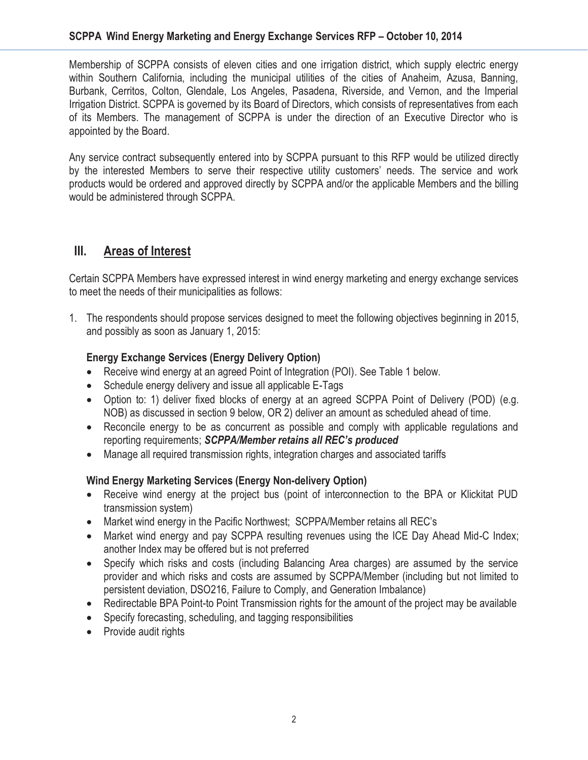Membership of SCPPA consists of eleven cities and one irrigation district, which supply electric energy within Southern California, including the municipal utilities of the cities of Anaheim, Azusa, Banning, Burbank, Cerritos, Colton, Glendale, Los Angeles, Pasadena, Riverside, and Vernon, and the Imperial Irrigation District. SCPPA is governed by its Board of Directors, which consists of representatives from each of its Members. The management of SCPPA is under the direction of an Executive Director who is appointed by the Board.

Any service contract subsequently entered into by SCPPA pursuant to this RFP would be utilized directly by the interested Members to serve their respective utility customers' needs. The service and work products would be ordered and approved directly by SCPPA and/or the applicable Members and the billing would be administered through SCPPA.

## III. Areas of Interest

Certain SCPPA Members have expressed interest in wind energy marketing and energy exchange services to meet the needs of their municipalities as follows:

1. The respondents should propose services designed to meet the following objectives beginning in 2015, and possibly as soon as January 1, 2015:

   **Energy Exchange Services (Energy Delivery Option)**
   - Receive wind energy at an agreed Point of Integration (POI). See Table 1 below.
   - Schedule energy delivery and issue all applicable E-Tags
   - Option to: 1) deliver fixed blocks of energy at an agreed SCPPA Point of Delivery (POD) (e.g. NOB) as discussed in section 9 below, OR 2) deliver an amount as scheduled ahead of time.
   - Reconcile energy to be as concurrent as possible and comply with applicable regulations and reporting requirements; ***SCPPA/Member retains all REC's produced***
   - Manage all required transmission rights, integration charges and associated tariffs

   **Wind Energy Marketing Services (Energy Non-delivery Option)**
   - Receive wind energy at the project bus (point of interconnection to the BPA or Klickitat PUD transmission system)
   - Market wind energy in the Pacific Northwest; SCPPA/Member retains all REC's
   - Market wind energy and pay SCPPA resulting revenues using the ICE Day Ahead Mid-C Index; another Index may be offered but is not preferred
   - Specify which risks and costs (including Balancing Area charges) are assumed by the service provider and which risks and costs are assumed by SCPPA/Member (including but not limited to persistent deviation, DSO216, Failure to Comply, and Generation Imbalance)
   - Redirectable BPA Point-to Point Transmission rights for the amount of the project may be available
   - Specify forecasting, scheduling, and tagging responsibilities
   - Provide audit rights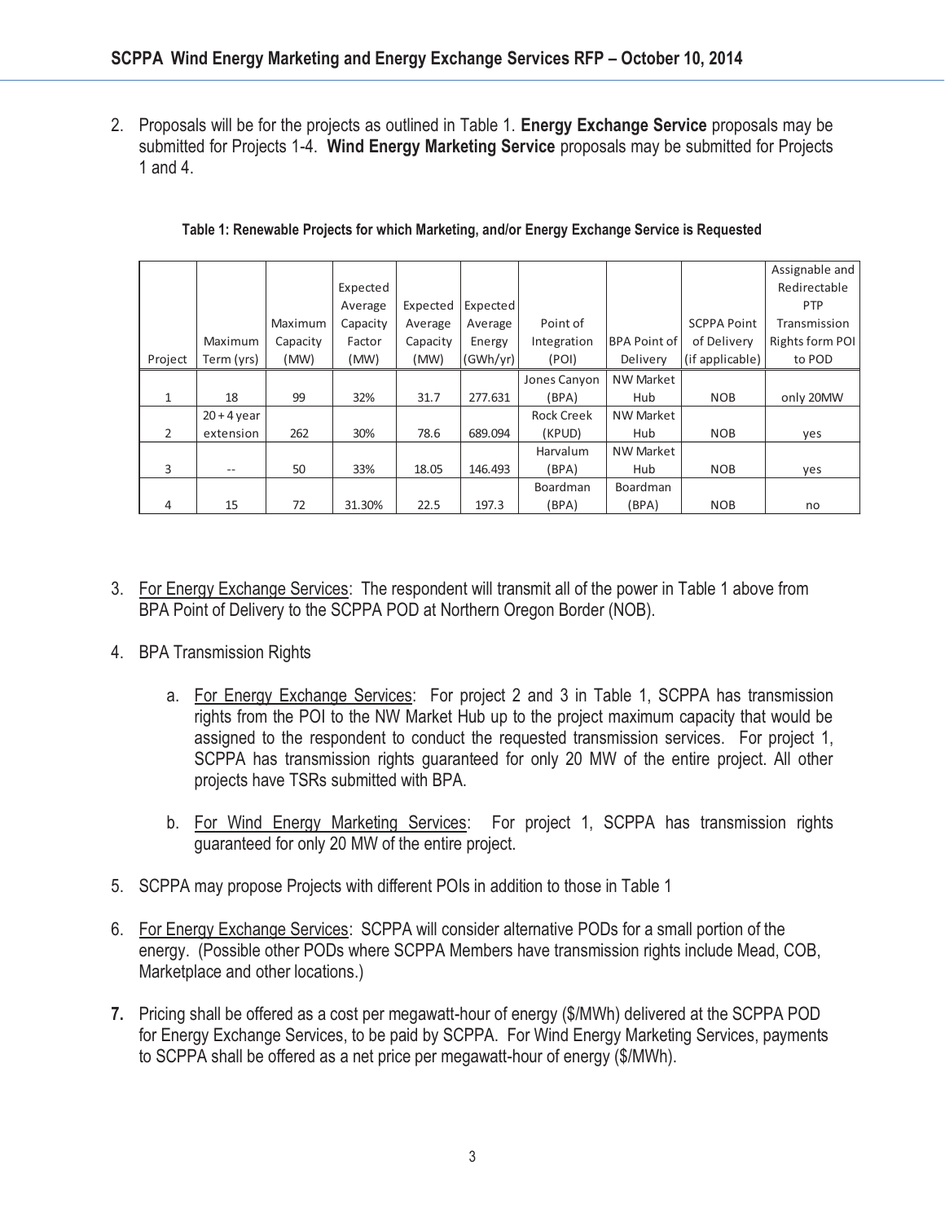2. Proposals will be for the projects as outlined in Table 1. **Energy Exchange Service** proposals may be submitted for Projects 1-4. **Wind Energy Marketing Service** proposals may be submitted for Projects 1 and 4.

**Table 1: Renewable Projects for which Marketing, and/or Energy Exchange Service is Requested**

| Project | Maximum Term (yrs) | Maximum Capacity (MW) | Expected Average Capacity Factor (MW) | Expected Average Capacity (MW) | Expected Average Energy (GWh/yr) | Point of Integration (POI) | BPA Point of Delivery | SCPPA Point of Delivery (if applicable) | Assignable and Redirectable PTP Transmission Rights form POI to POD |
|---|---|---|---|---|---|---|---|---|---|
| 1 | 18 | 99 | 32% | 31.7 | 277.631 | Jones Canyon (BPA) | NW Market Hub | NOB | only 20MW |
| 2 | 20 + 4 year extension | 262 | 30% | 78.6 | 689.094 | Rock Creek (KPUD) | NW Market Hub | NOB | yes |
| 3 | -- | 50 | 33% | 18.05 | 146.493 | Harvalum (BPA) | NW Market Hub | NOB | yes |
| 4 | 15 | 72 | 31.30% | 22.5 | 197.3 | Boardman (BPA) | Boardman (BPA) | NOB | no |

3. For Energy Exchange Services: The respondent will transmit all of the power in Table 1 above from BPA Point of Delivery to the SCPPA POD at Northern Oregon Border (NOB).

4. BPA Transmission Rights

   a. For Energy Exchange Services: For project 2 and 3 in Table 1, SCPPA has transmission rights from the POI to the NW Market Hub up to the project maximum capacity that would be assigned to the respondent to conduct the requested transmission services. For project 1, SCPPA has transmission rights guaranteed for only 20 MW of the entire project. All other projects have TSRs submitted with BPA.

   b. For Wind Energy Marketing Services: For project 1, SCPPA has transmission rights guaranteed for only 20 MW of the entire project.

5. SCPPA may propose Projects with different POIs in addition to those in Table 1

6. For Energy Exchange Services: SCPPA will consider alternative PODs for a small portion of the energy. (Possible other PODs where SCPPA Members have transmission rights include Mead, COB, Marketplace and other locations.)

7. Pricing shall be offered as a cost per megawatt-hour of energy ($/MWh) delivered at the SCPPA POD for Energy Exchange Services, to be paid by SCPPA. For Wind Energy Marketing Services, payments to SCPPA shall be offered as a net price per megawatt-hour of energy ($/MWh).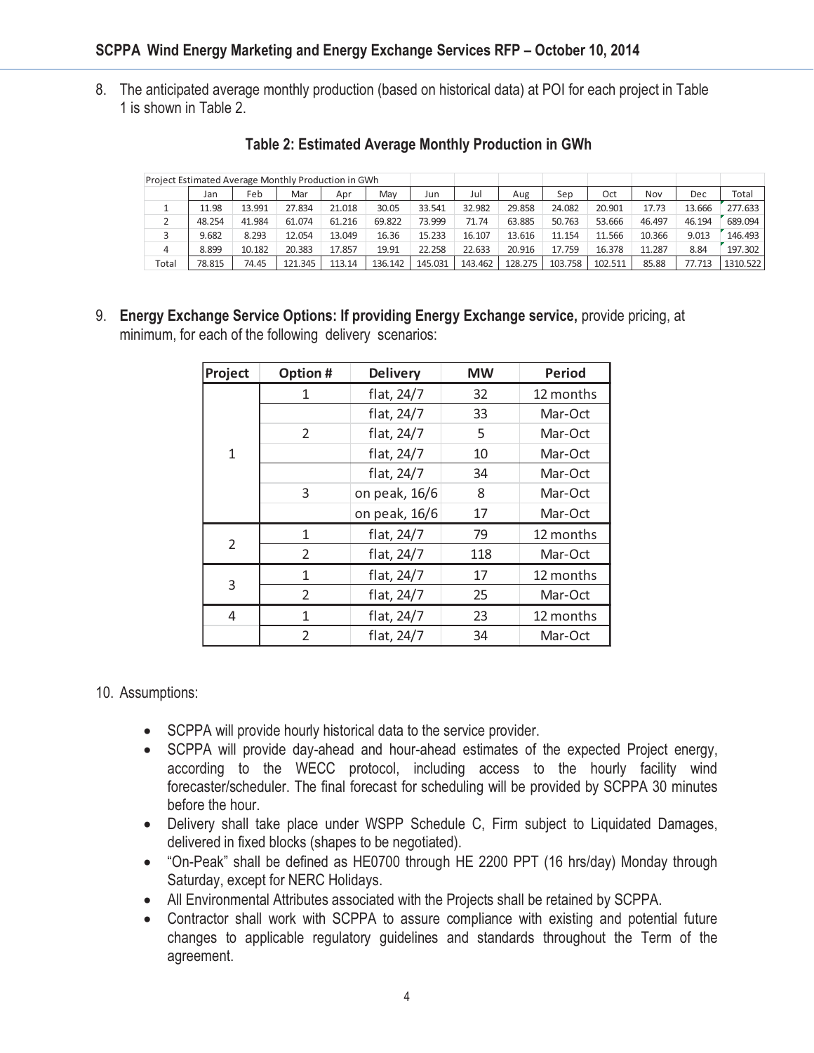8. The anticipated average monthly production (based on historical data) at POI for each project in Table 1 is shown in Table 2.

**Table 2: Estimated Average Monthly Production in GWh**

| Project Estimated Average Monthly Production in GWh | | | | | | | | | | | | | |
|---|---|---|---|---|---|---|---|---|---|---|---|---|---|
| | Jan | Feb | Mar | Apr | May | Jun | Jul | Aug | Sep | Oct | Nov | Dec | Total |
| 1 | 11.98 | 13.991 | 27.834 | 21.018 | 30.05 | 33.541 | 32.982 | 29.858 | 24.082 | 20.901 | 17.73 | 13.666 | 277.633 |
| 2 | 48.254 | 41.984 | 61.074 | 61.216 | 69.822 | 73.999 | 71.74 | 63.885 | 50.763 | 53.666 | 46.497 | 46.194 | 689.094 |
| 3 | 9.682 | 8.293 | 12.054 | 13.049 | 16.36 | 15.233 | 16.107 | 13.616 | 11.154 | 11.566 | 10.366 | 9.013 | 146.493 |
| 4 | 8.899 | 10.182 | 20.383 | 17.857 | 19.91 | 22.258 | 22.633 | 20.916 | 17.759 | 16.378 | 11.287 | 8.84 | 197.302 |
| Total | 78.815 | 74.45 | 121.345 | 113.14 | 136.142 | 145.031 | 143.462 | 128.275 | 103.758 | 102.511 | 85.88 | 77.713 | 1310.522 |

9. **Energy Exchange Service Options: If providing Energy Exchange service,** provide pricing, at minimum, for each of the following delivery scenarios:

| Project | Option # | Delivery | MW | Period |
|---|---|---|---|---|
| 1 | 1 | flat, 24/7 | 32 | 12 months |
| | | flat, 24/7 | 33 | Mar-Oct |
| | 2 | flat, 24/7 | 5 | Mar-Oct |
| | | flat, 24/7 | 10 | Mar-Oct |
| | | flat, 24/7 | 34 | Mar-Oct |
| | 3 | on peak, 16/6 | 8 | Mar-Oct |
| | | on peak, 16/6 | 17 | Mar-Oct |
| 2 | 1 | flat, 24/7 | 79 | 12 months |
| | 2 | flat, 24/7 | 118 | Mar-Oct |
| 3 | 1 | flat, 24/7 | 17 | 12 months |
| | 2 | flat, 24/7 | 25 | Mar-Oct |
| 4 | 1 | flat, 24/7 | 23 | 12 months |
| | 2 | flat, 24/7 | 34 | Mar-Oct |

10. Assumptions:

- SCPPA will provide hourly historical data to the service provider.
- SCPPA will provide day-ahead and hour-ahead estimates of the expected Project energy, according to the WECC protocol, including access to the hourly facility wind forecaster/scheduler. The final forecast for scheduling will be provided by SCPPA 30 minutes before the hour.
- Delivery shall take place under WSPP Schedule C, Firm subject to Liquidated Damages, delivered in fixed blocks (shapes to be negotiated).
- "On-Peak" shall be defined as HE0700 through HE 2200 PPT (16 hrs/day) Monday through Saturday, except for NERC Holidays.
- All Environmental Attributes associated with the Projects shall be retained by SCPPA.
- Contractor shall work with SCPPA to assure compliance with existing and potential future changes to applicable regulatory guidelines and standards throughout the Term of the agreement.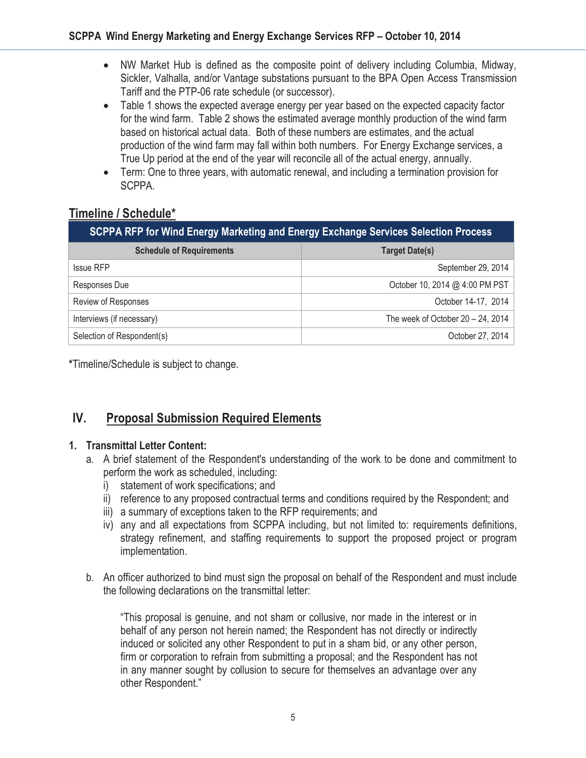- NW Market Hub is defined as the composite point of delivery including Columbia, Midway, Sickler, Valhalla, and/or Vantage substations pursuant to the BPA Open Access Transmission Tariff and the PTP-06 rate schedule (or successor).
- Table 1 shows the expected average energy per year based on the expected capacity factor for the wind farm. Table 2 shows the estimated average monthly production of the wind farm based on historical actual data. Both of these numbers are estimates, and the actual production of the wind farm may fall within both numbers. For Energy Exchange services, a True Up period at the end of the year will reconcile all of the actual energy, annually.
- Term: One to three years, with automatic renewal, and including a termination provision for SCPPA.

## Timeline / Schedule*

| SCPPA RFP for Wind Energy Marketing and Energy Exchange Services Selection Process | |
|---|---|
| **Schedule of Requirements** | **Target Date(s)** |
| Issue RFP | September 29, 2014 |
| Responses Due | October 10, 2014 @ 4:00 PM PST |
| Review of Responses | October 14-17, 2014 |
| Interviews (if necessary) | The week of October 20 – 24, 2014 |
| Selection of Respondent(s) | October 27, 2014 |

*Timeline/Schedule is subject to change.

## IV. Proposal Submission Required Elements

### 1. Transmittal Letter Content:

a. A brief statement of the Respondent's understanding of the work to be done and commitment to perform the work as scheduled, including:
   i) statement of work specifications; and
   ii) reference to any proposed contractual terms and conditions required by the Respondent; and
   iii) a summary of exceptions taken to the RFP requirements; and
   iv) any and all expectations from SCPPA including, but not limited to: requirements definitions, strategy refinement, and staffing requirements to support the proposed project or program implementation.

b. An officer authorized to bind must sign the proposal on behalf of the Respondent and must include the following declarations on the transmittal letter:

> "This proposal is genuine, and not sham or collusive, nor made in the interest or in behalf of any person not herein named; the Respondent has not directly or indirectly induced or solicited any other Respondent to put in a sham bid, or any other person, firm or corporation to refrain from submitting a proposal; and the Respondent has not in any manner sought by collusion to secure for themselves an advantage over any other Respondent."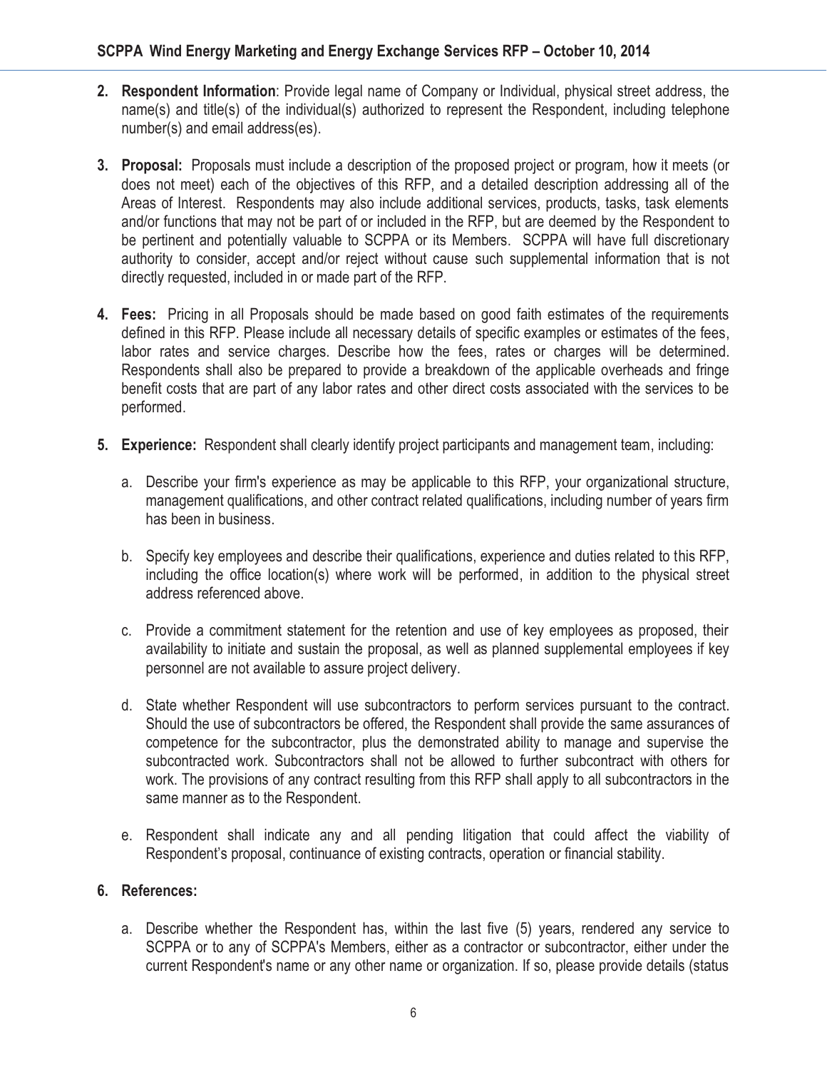2. **Respondent Information**: Provide legal name of Company or Individual, physical street address, the name(s) and title(s) of the individual(s) authorized to represent the Respondent, including telephone number(s) and email address(es).

3. **Proposal:** Proposals must include a description of the proposed project or program, how it meets (or does not meet) each of the objectives of this RFP, and a detailed description addressing all of the Areas of Interest. Respondents may also include additional services, products, tasks, task elements and/or functions that may not be part of or included in the RFP, but are deemed by the Respondent to be pertinent and potentially valuable to SCPPA or its Members. SCPPA will have full discretionary authority to consider, accept and/or reject without cause such supplemental information that is not directly requested, included in or made part of the RFP.

4. **Fees:** Pricing in all Proposals should be made based on good faith estimates of the requirements defined in this RFP. Please include all necessary details of specific examples or estimates of the fees, labor rates and service charges. Describe how the fees, rates or charges will be determined. Respondents shall also be prepared to provide a breakdown of the applicable overheads and fringe benefit costs that are part of any labor rates and other direct costs associated with the services to be performed.

5. **Experience:** Respondent shall clearly identify project participants and management team, including:

   a. Describe your firm's experience as may be applicable to this RFP, your organizational structure, management qualifications, and other contract related qualifications, including number of years firm has been in business.

   b. Specify key employees and describe their qualifications, experience and duties related to this RFP, including the office location(s) where work will be performed, in addition to the physical street address referenced above.

   c. Provide a commitment statement for the retention and use of key employees as proposed, their availability to initiate and sustain the proposal, as well as planned supplemental employees if key personnel are not available to assure project delivery.

   d. State whether Respondent will use subcontractors to perform services pursuant to the contract. Should the use of subcontractors be offered, the Respondent shall provide the same assurances of competence for the subcontractor, plus the demonstrated ability to manage and supervise the subcontracted work. Subcontractors shall not be allowed to further subcontract with others for work. The provisions of any contract resulting from this RFP shall apply to all subcontractors in the same manner as to the Respondent.

   e. Respondent shall indicate any and all pending litigation that could affect the viability of Respondent's proposal, continuance of existing contracts, operation or financial stability.

6. **References:**

   a. Describe whether the Respondent has, within the last five (5) years, rendered any service to SCPPA or to any of SCPPA's Members, either as a contractor or subcontractor, either under the current Respondent's name or any other name or organization. If so, please provide details (status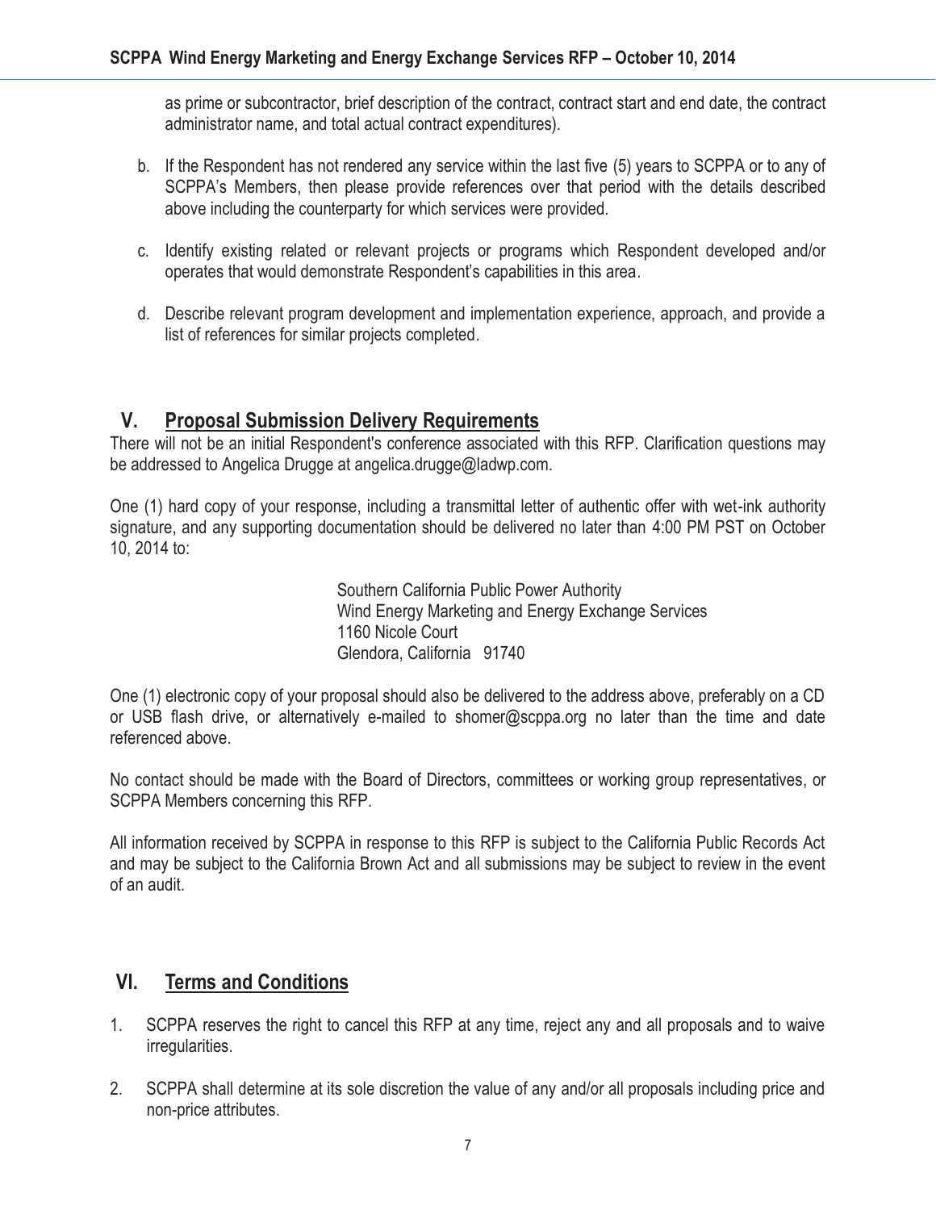as prime or subcontractor, brief description of the contract, contract start and end date, the contract administrator name, and total actual contract expenditures).

b. If the Respondent has not rendered any service within the last five (5) years to SCPPA or to any of SCPPA's Members, then please provide references over that period with the details described above including the counterparty for which services were provided.

c. Identify existing related or relevant projects or programs which Respondent developed and/or operates that would demonstrate Respondent's capabilities in this area.

d. Describe relevant program development and implementation experience, approach, and provide a list of references for similar projects completed.

## V. Proposal Submission Delivery Requirements

There will not be an initial Respondent's conference associated with this RFP. Clarification questions may be addressed to Angelica Drugge at angelica.drugge@ladwp.com.

One (1) hard copy of your response, including a transmittal letter of authentic offer with wet-ink authority signature, and any supporting documentation should be delivered no later than 4:00 PM PST on October 10, 2014 to:

Southern California Public Power Authority
Wind Energy Marketing and Energy Exchange Services
1160 Nicole Court
Glendora, California 91740

One (1) electronic copy of your proposal should also be delivered to the address above, preferably on a CD or USB flash drive, or alternatively e-mailed to shomer@scppa.org no later than the time and date referenced above.

No contact should be made with the Board of Directors, committees or working group representatives, or SCPPA Members concerning this RFP.

All information received by SCPPA in response to this RFP is subject to the California Public Records Act and may be subject to the California Brown Act and all submissions may be subject to review in the event of an audit.

## VI. Terms and Conditions

1. SCPPA reserves the right to cancel this RFP at any time, reject any and all proposals and to waive irregularities.

2. SCPPA shall determine at its sole discretion the value of any and/or all proposals including price and non-price attributes.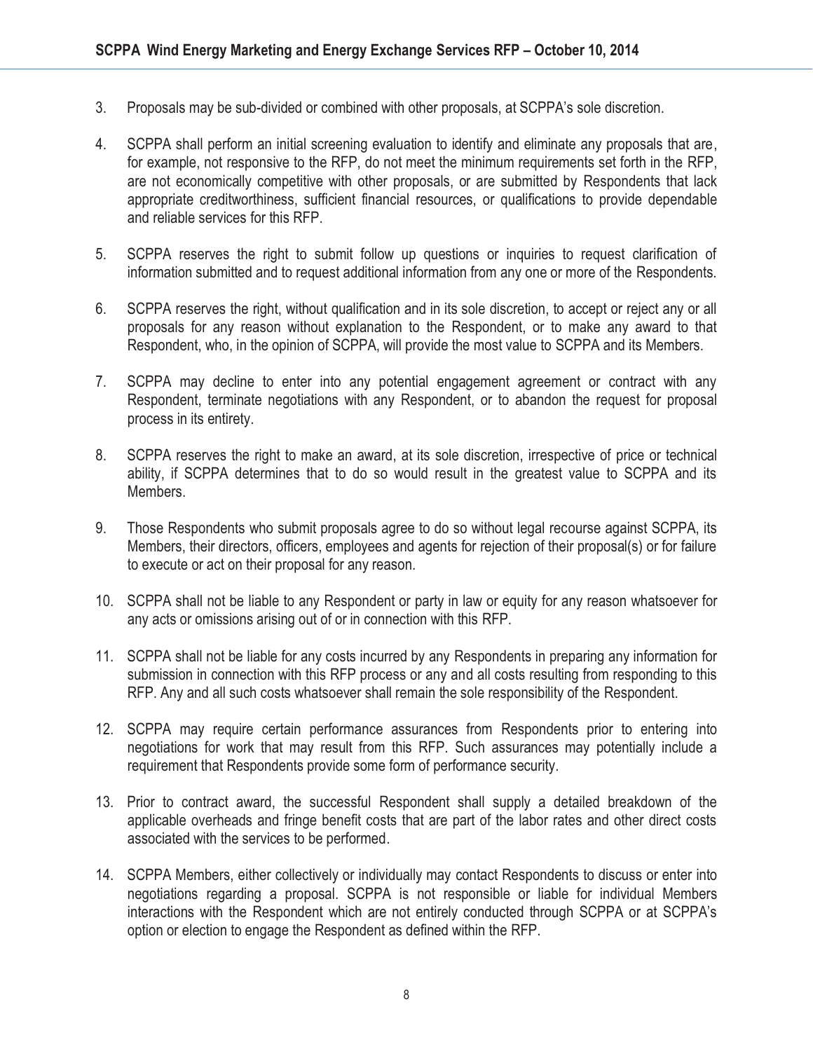3. Proposals may be sub-divided or combined with other proposals, at SCPPA's sole discretion.

4. SCPPA shall perform an initial screening evaluation to identify and eliminate any proposals that are, for example, not responsive to the RFP, do not meet the minimum requirements set forth in the RFP, are not economically competitive with other proposals, or are submitted by Respondents that lack appropriate creditworthiness, sufficient financial resources, or qualifications to provide dependable and reliable services for this RFP.

5. SCPPA reserves the right to submit follow up questions or inquiries to request clarification of information submitted and to request additional information from any one or more of the Respondents.

6. SCPPA reserves the right, without qualification and in its sole discretion, to accept or reject any or all proposals for any reason without explanation to the Respondent, or to make any award to that Respondent, who, in the opinion of SCPPA, will provide the most value to SCPPA and its Members.

7. SCPPA may decline to enter into any potential engagement agreement or contract with any Respondent, terminate negotiations with any Respondent, or to abandon the request for proposal process in its entirety.

8. SCPPA reserves the right to make an award, at its sole discretion, irrespective of price or technical ability, if SCPPA determines that to do so would result in the greatest value to SCPPA and its Members.

9. Those Respondents who submit proposals agree to do so without legal recourse against SCPPA, its Members, their directors, officers, employees and agents for rejection of their proposal(s) or for failure to execute or act on their proposal for any reason.

10. SCPPA shall not be liable to any Respondent or party in law or equity for any reason whatsoever for any acts or omissions arising out of or in connection with this RFP.

11. SCPPA shall not be liable for any costs incurred by any Respondents in preparing any information for submission in connection with this RFP process or any and all costs resulting from responding to this RFP. Any and all such costs whatsoever shall remain the sole responsibility of the Respondent.

12. SCPPA may require certain performance assurances from Respondents prior to entering into negotiations for work that may result from this RFP. Such assurances may potentially include a requirement that Respondents provide some form of performance security.

13. Prior to contract award, the successful Respondent shall supply a detailed breakdown of the applicable overheads and fringe benefit costs that are part of the labor rates and other direct costs associated with the services to be performed.

14. SCPPA Members, either collectively or individually may contact Respondents to discuss or enter into negotiations regarding a proposal. SCPPA is not responsible or liable for individual Members interactions with the Respondent which are not entirely conducted through SCPPA or at SCPPA's option or election to engage the Respondent as defined within the RFP.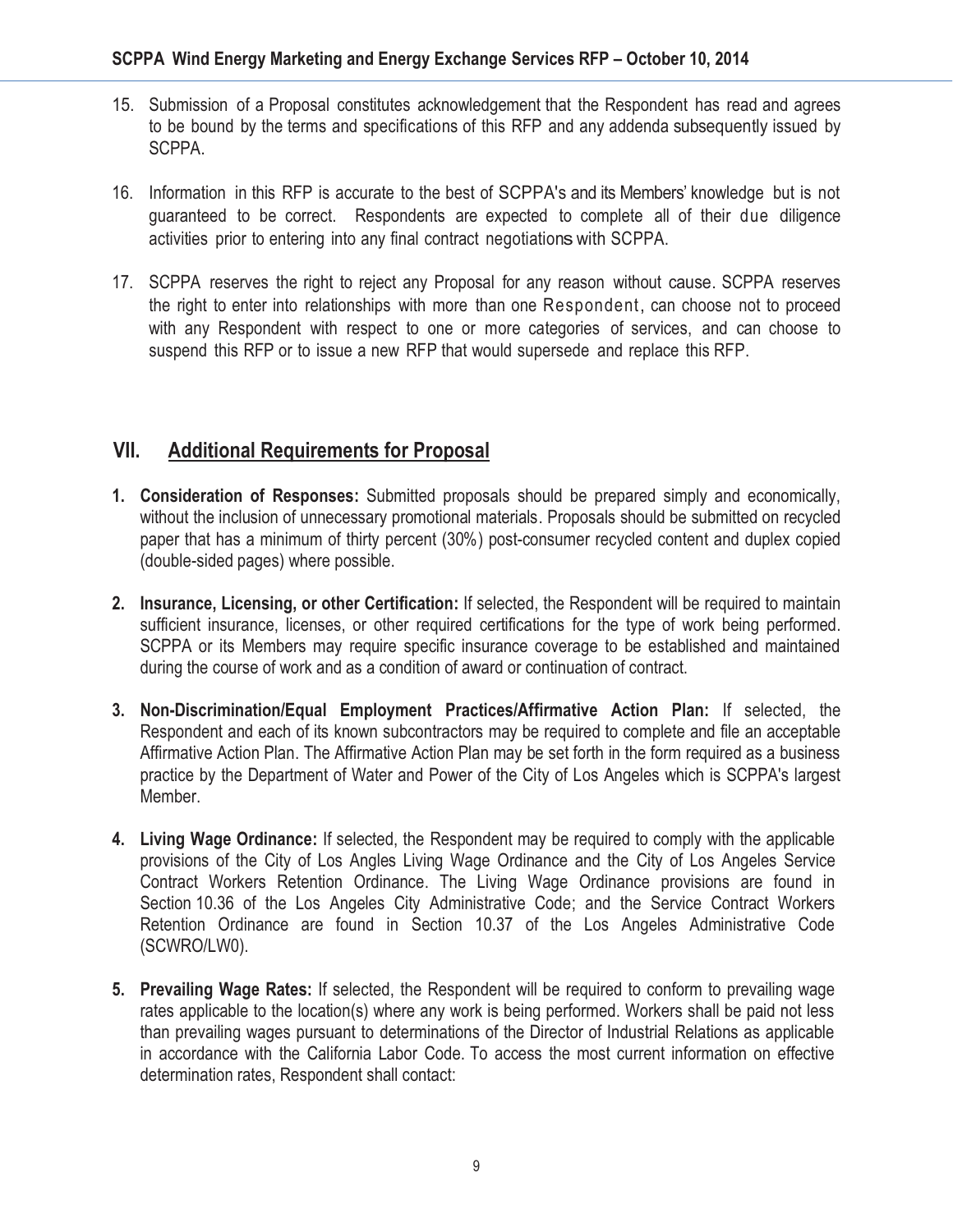15. Submission of a Proposal constitutes acknowledgement that the Respondent has read and agrees to be bound by the terms and specifications of this RFP and any addenda subsequently issued by SCPPA.

16. Information in this RFP is accurate to the best of SCPPA's and its Members' knowledge but is not guaranteed to be correct. Respondents are expected to complete all of their due diligence activities prior to entering into any final contract negotiations with SCPPA.

17. SCPPA reserves the right to reject any Proposal for any reason without cause. SCPPA reserves the right to enter into relationships with more than one Respondent, can choose not to proceed with any Respondent with respect to one or more categories of services, and can choose to suspend this RFP or to issue a new RFP that would supersede and replace this RFP.

## VII. Additional Requirements for Proposal

1. **Consideration of Responses:** Submitted proposals should be prepared simply and economically, without the inclusion of unnecessary promotional materials. Proposals should be submitted on recycled paper that has a minimum of thirty percent (30%) post-consumer recycled content and duplex copied (double-sided pages) where possible.

2. **Insurance, Licensing, or other Certification:** If selected, the Respondent will be required to maintain sufficient insurance, licenses, or other required certifications for the type of work being performed. SCPPA or its Members may require specific insurance coverage to be established and maintained during the course of work and as a condition of award or continuation of contract.

3. **Non-Discrimination/Equal Employment Practices/Affirmative Action Plan:** If selected, the Respondent and each of its known subcontractors may be required to complete and file an acceptable Affirmative Action Plan. The Affirmative Action Plan may be set forth in the form required as a business practice by the Department of Water and Power of the City of Los Angeles which is SCPPA's largest Member.

4. **Living Wage Ordinance:** If selected, the Respondent may be required to comply with the applicable provisions of the City of Los Angles Living Wage Ordinance and the City of Los Angeles Service Contract Workers Retention Ordinance. The Living Wage Ordinance provisions are found in Section 10.36 of the Los Angeles City Administrative Code; and the Service Contract Workers Retention Ordinance are found in Section 10.37 of the Los Angeles Administrative Code (SCWRO/LW0).

5. **Prevailing Wage Rates:** If selected, the Respondent will be required to conform to prevailing wage rates applicable to the location(s) where any work is being performed. Workers shall be paid not less than prevailing wages pursuant to determinations of the Director of Industrial Relations as applicable in accordance with the California Labor Code. To access the most current information on effective determination rates, Respondent shall contact: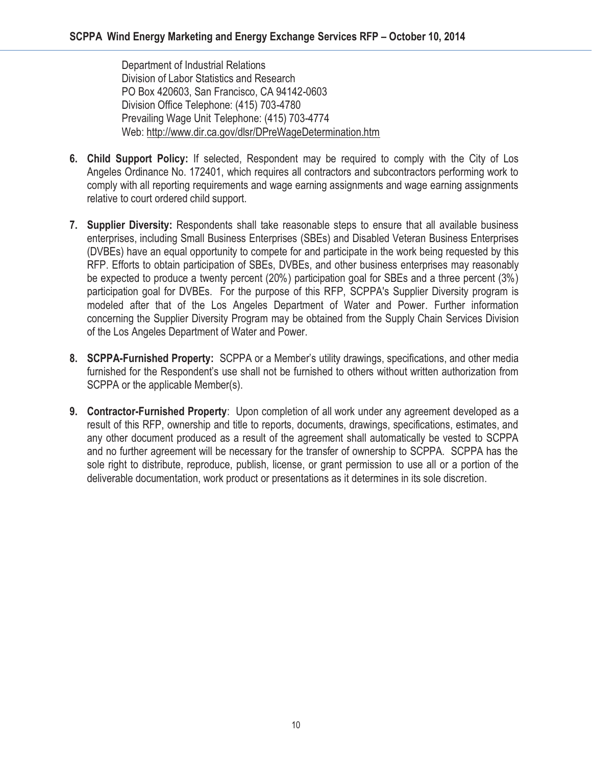Department of Industrial Relations
Division of Labor Statistics and Research
PO Box 420603, San Francisco, CA 94142-0603
Division Office Telephone: (415) 703-4780
Prevailing Wage Unit Telephone: (415) 703-4774
Web: http://www.dir.ca.gov/dlsr/DPreWageDetermination.htm

6. **Child Support Policy:** If selected, Respondent may be required to comply with the City of Los Angeles Ordinance No. 172401, which requires all contractors and subcontractors performing work to comply with all reporting requirements and wage earning assignments and wage earning assignments relative to court ordered child support.

7. **Supplier Diversity:** Respondents shall take reasonable steps to ensure that all available business enterprises, including Small Business Enterprises (SBEs) and Disabled Veteran Business Enterprises (DVBEs) have an equal opportunity to compete for and participate in the work being requested by this RFP. Efforts to obtain participation of SBEs, DVBEs, and other business enterprises may reasonably be expected to produce a twenty percent (20%) participation goal for SBEs and a three percent (3%) participation goal for DVBEs. For the purpose of this RFP, SCPPA's Supplier Diversity program is modeled after that of the Los Angeles Department of Water and Power. Further information concerning the Supplier Diversity Program may be obtained from the Supply Chain Services Division of the Los Angeles Department of Water and Power.

8. **SCPPA-Furnished Property:** SCPPA or a Member's utility drawings, specifications, and other media furnished for the Respondent's use shall not be furnished to others without written authorization from SCPPA or the applicable Member(s).

9. **Contractor-Furnished Property**: Upon completion of all work under any agreement developed as a result of this RFP, ownership and title to reports, documents, drawings, specifications, estimates, and any other document produced as a result of the agreement shall automatically be vested to SCPPA and no further agreement will be necessary for the transfer of ownership to SCPPA. SCPPA has the sole right to distribute, reproduce, publish, license, or grant permission to use all or a portion of the deliverable documentation, work product or presentations as it determines in its sole discretion.